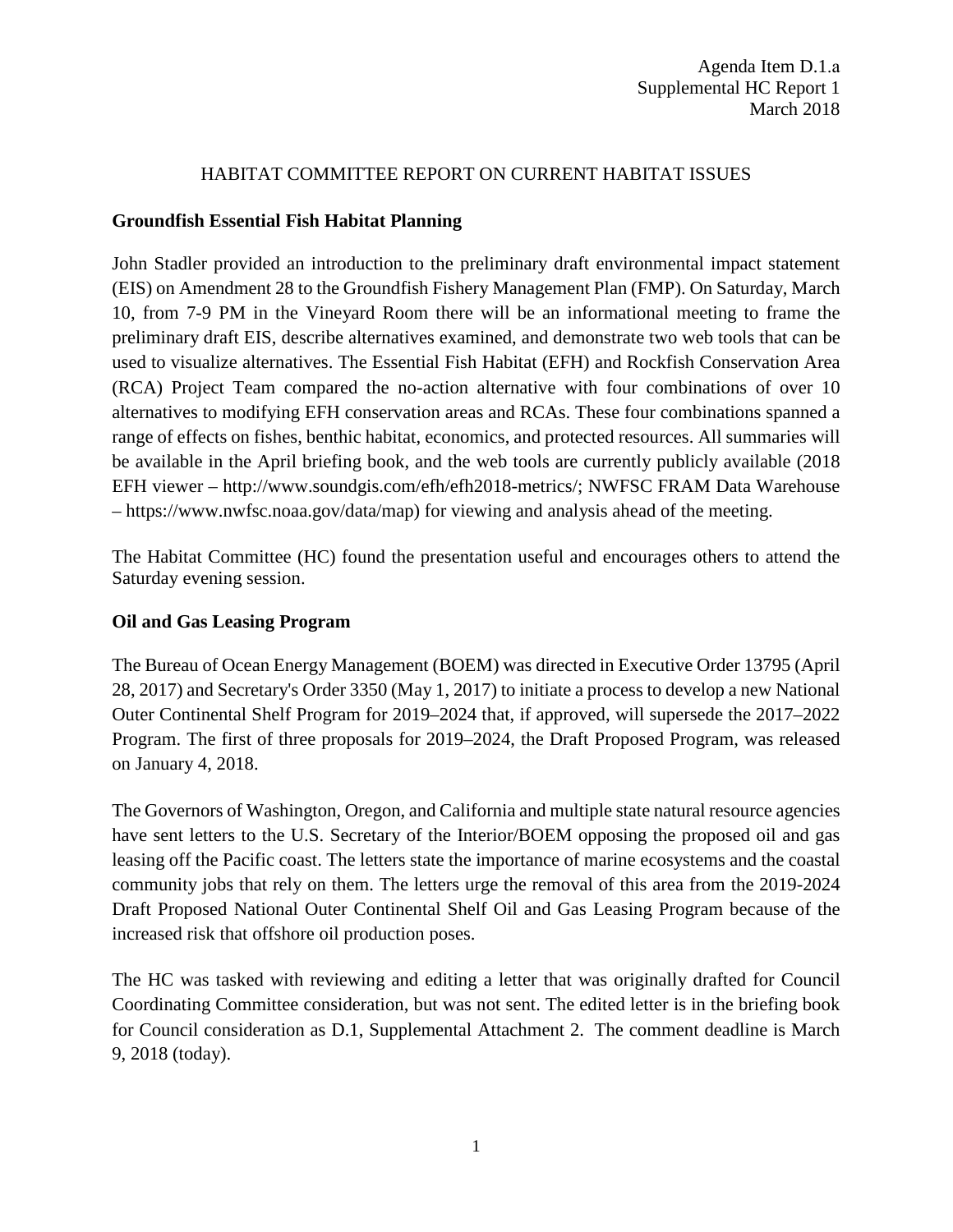Agenda Item D.1.a
Supplemental HC Report 1
March 2018

# HABITAT COMMITTEE REPORT ON CURRENT HABITAT ISSUES

## Groundfish Essential Fish Habitat Planning

John Stadler provided an introduction to the preliminary draft environmental impact statement (EIS) on Amendment 28 to the Groundfish Fishery Management Plan (FMP). On Saturday, March 10, from 7-9 PM in the Vineyard Room there will be an informational meeting to frame the preliminary draft EIS, describe alternatives examined, and demonstrate two web tools that can be used to visualize alternatives. The Essential Fish Habitat (EFH) and Rockfish Conservation Area (RCA) Project Team compared the no-action alternative with four combinations of over 10 alternatives to modifying EFH conservation areas and RCAs. These four combinations spanned a range of effects on fishes, benthic habitat, economics, and protected resources. All summaries will be available in the April briefing book, and the web tools are currently publicly available (2018 EFH viewer – http://www.soundgis.com/efh/efh2018-metrics/; NWFSC FRAM Data Warehouse – https://www.nwfsc.noaa.gov/data/map) for viewing and analysis ahead of the meeting.

The Habitat Committee (HC) found the presentation useful and encourages others to attend the Saturday evening session.

## Oil and Gas Leasing Program

The Bureau of Ocean Energy Management (BOEM) was directed in Executive Order 13795 (April 28, 2017) and Secretary's Order 3350 (May 1, 2017) to initiate a process to develop a new National Outer Continental Shelf Program for 2019–2024 that, if approved, will supersede the 2017–2022 Program. The first of three proposals for 2019–2024, the Draft Proposed Program, was released on January 4, 2018.

The Governors of Washington, Oregon, and California and multiple state natural resource agencies have sent letters to the U.S. Secretary of the Interior/BOEM opposing the proposed oil and gas leasing off the Pacific coast. The letters state the importance of marine ecosystems and the coastal community jobs that rely on them. The letters urge the removal of this area from the 2019-2024 Draft Proposed National Outer Continental Shelf Oil and Gas Leasing Program because of the increased risk that offshore oil production poses.

The HC was tasked with reviewing and editing a letter that was originally drafted for Council Coordinating Committee consideration, but was not sent. The edited letter is in the briefing book for Council consideration as D.1, Supplemental Attachment 2. The comment deadline is March 9, 2018 (today).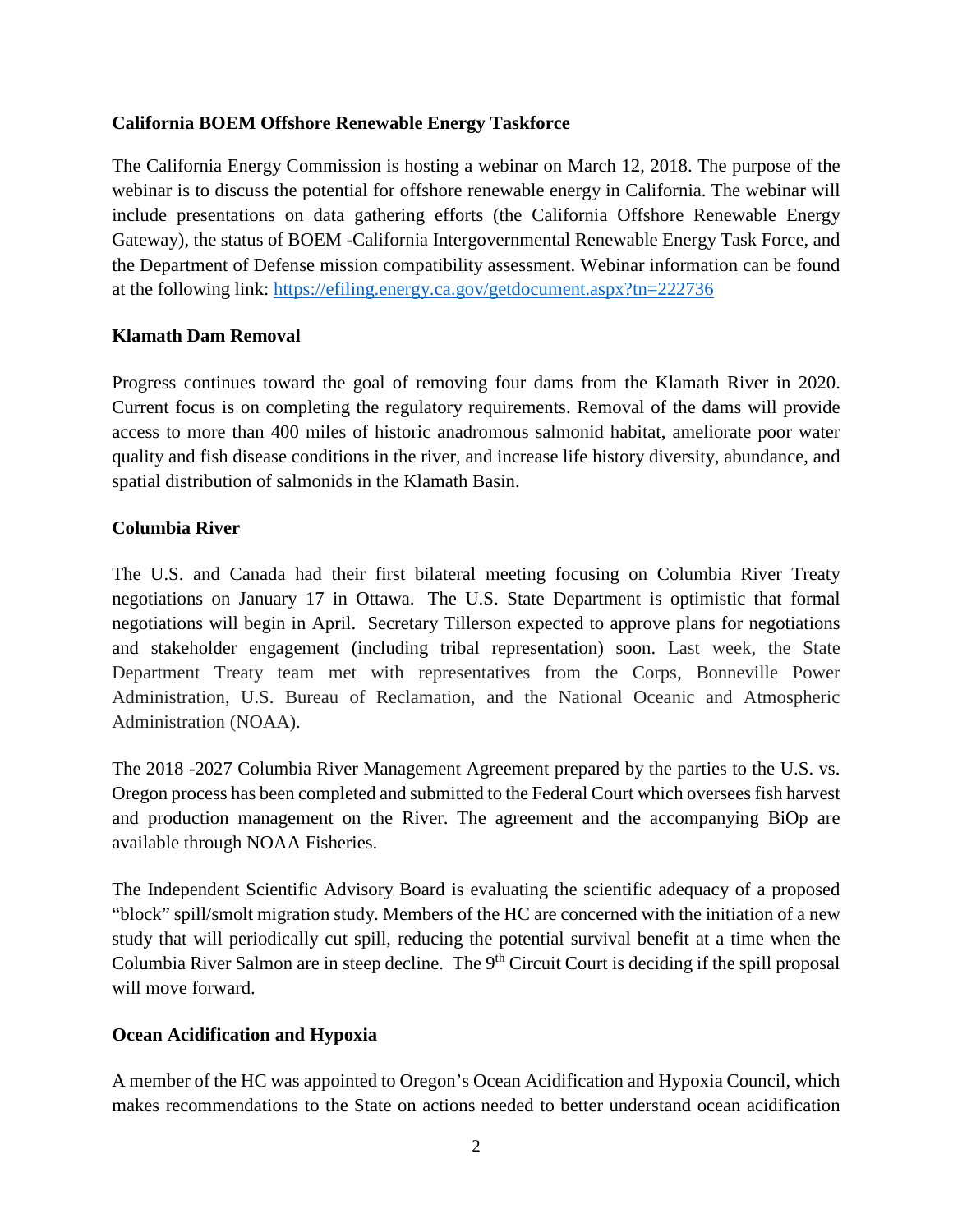**California BOEM Offshore Renewable Energy Taskforce**

The California Energy Commission is hosting a webinar on March 12, 2018. The purpose of the webinar is to discuss the potential for offshore renewable energy in California. The webinar will include presentations on data gathering efforts (the California Offshore Renewable Energy Gateway), the status of BOEM -California Intergovernmental Renewable Energy Task Force, and the Department of Defense mission compatibility assessment. Webinar information can be found at the following link: https://efiling.energy.ca.gov/getdocument.aspx?tn=222736

**Klamath Dam Removal**

Progress continues toward the goal of removing four dams from the Klamath River in 2020. Current focus is on completing the regulatory requirements. Removal of the dams will provide access to more than 400 miles of historic anadromous salmonid habitat, ameliorate poor water quality and fish disease conditions in the river, and increase life history diversity, abundance, and spatial distribution of salmonids in the Klamath Basin.

**Columbia River**

The U.S. and Canada had their first bilateral meeting focusing on Columbia River Treaty negotiations on January 17 in Ottawa. The U.S. State Department is optimistic that formal negotiations will begin in April. Secretary Tillerson expected to approve plans for negotiations and stakeholder engagement (including tribal representation) soon. Last week, the State Department Treaty team met with representatives from the Corps, Bonneville Power Administration, U.S. Bureau of Reclamation, and the National Oceanic and Atmospheric Administration (NOAA).

The 2018 -2027 Columbia River Management Agreement prepared by the parties to the U.S. vs. Oregon process has been completed and submitted to the Federal Court which oversees fish harvest and production management on the River. The agreement and the accompanying BiOp are available through NOAA Fisheries.

The Independent Scientific Advisory Board is evaluating the scientific adequacy of a proposed "block" spill/smolt migration study. Members of the HC are concerned with the initiation of a new study that will periodically cut spill, reducing the potential survival benefit at a time when the Columbia River Salmon are in steep decline. The 9th Circuit Court is deciding if the spill proposal will move forward.

**Ocean Acidification and Hypoxia**

A member of the HC was appointed to Oregon's Ocean Acidification and Hypoxia Council, which makes recommendations to the State on actions needed to better understand ocean acidification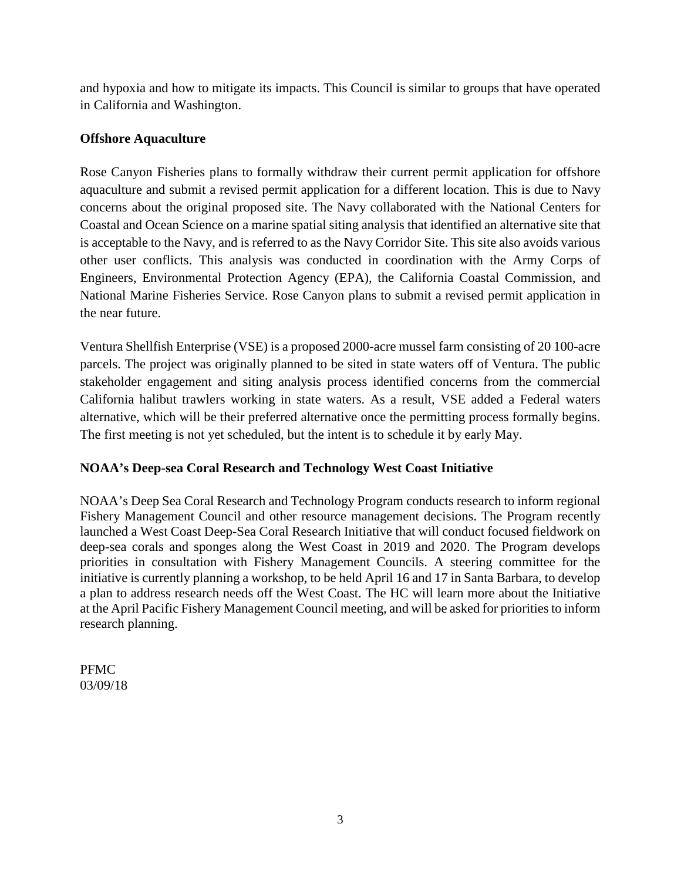and hypoxia and how to mitigate its impacts. This Council is similar to groups that have operated in California and Washington.

## Offshore Aquaculture

Rose Canyon Fisheries plans to formally withdraw their current permit application for offshore aquaculture and submit a revised permit application for a different location. This is due to Navy concerns about the original proposed site. The Navy collaborated with the National Centers for Coastal and Ocean Science on a marine spatial siting analysis that identified an alternative site that is acceptable to the Navy, and is referred to as the Navy Corridor Site. This site also avoids various other user conflicts. This analysis was conducted in coordination with the Army Corps of Engineers, Environmental Protection Agency (EPA), the California Coastal Commission, and National Marine Fisheries Service. Rose Canyon plans to submit a revised permit application in the near future.

Ventura Shellfish Enterprise (VSE) is a proposed 2000-acre mussel farm consisting of 20 100-acre parcels. The project was originally planned to be sited in state waters off of Ventura. The public stakeholder engagement and siting analysis process identified concerns from the commercial California halibut trawlers working in state waters. As a result, VSE added a Federal waters alternative, which will be their preferred alternative once the permitting process formally begins. The first meeting is not yet scheduled, but the intent is to schedule it by early May.

## NOAA's Deep-sea Coral Research and Technology West Coast Initiative

NOAA's Deep Sea Coral Research and Technology Program conducts research to inform regional Fishery Management Council and other resource management decisions. The Program recently launched a West Coast Deep-Sea Coral Research Initiative that will conduct focused fieldwork on deep-sea corals and sponges along the West Coast in 2019 and 2020. The Program develops priorities in consultation with Fishery Management Councils. A steering committee for the initiative is currently planning a workshop, to be held April 16 and 17 in Santa Barbara, to develop a plan to address research needs off the West Coast. The HC will learn more about the Initiative at the April Pacific Fishery Management Council meeting, and will be asked for priorities to inform research planning.

PFMC
03/09/18